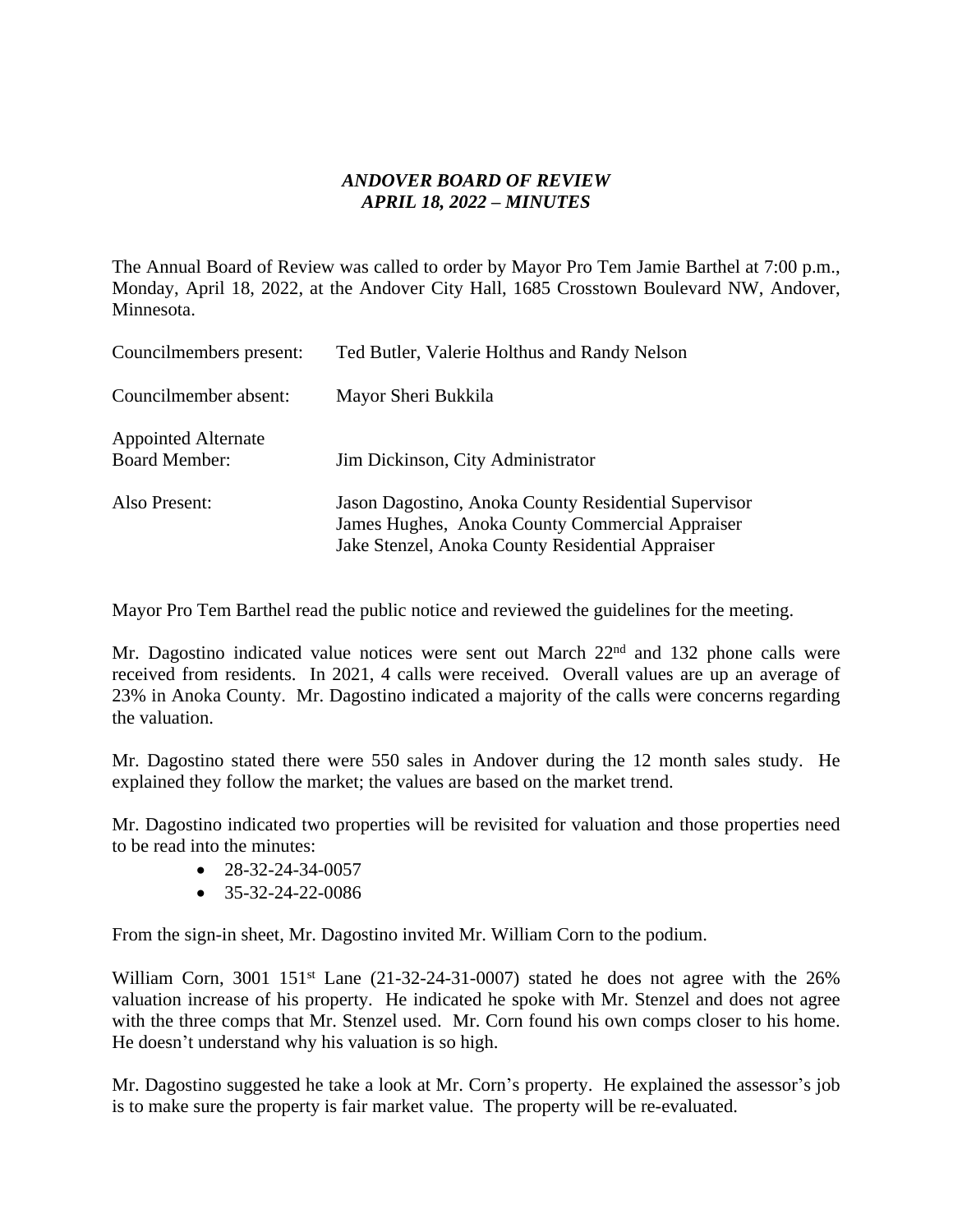# *ANDOVER BOARD OF REVIEW*
# *APRIL 18, 2022 – MINUTES*

The Annual Board of Review was called to order by Mayor Pro Tem Jamie Barthel at 7:00 p.m., Monday, April 18, 2022, at the Andover City Hall, 1685 Crosstown Boulevard NW, Andover, Minnesota.

| | |
|---|---|
| Councilmembers present: | Ted Butler, Valerie Holthus and Randy Nelson |
| Councilmember absent: | Mayor Sheri Bukkila |
| Appointed Alternate Board Member: | Jim Dickinson, City Administrator |
| Also Present: | Jason Dagostino, Anoka County Residential Supervisor<br>James Hughes, Anoka County Commercial Appraiser<br>Jake Stenzel, Anoka County Residential Appraiser |

Mayor Pro Tem Barthel read the public notice and reviewed the guidelines for the meeting.

Mr. Dagostino indicated value notices were sent out March 22nd and 132 phone calls were received from residents. In 2021, 4 calls were received. Overall values are up an average of 23% in Anoka County. Mr. Dagostino indicated a majority of the calls were concerns regarding the valuation.

Mr. Dagostino stated there were 550 sales in Andover during the 12 month sales study. He explained they follow the market; the values are based on the market trend.

Mr. Dagostino indicated two properties will be revisited for valuation and those properties need to be read into the minutes:

- 28-32-24-34-0057
- 35-32-24-22-0086

From the sign-in sheet, Mr. Dagostino invited Mr. William Corn to the podium.

William Corn, 3001 151st Lane (21-32-24-31-0007) stated he does not agree with the 26% valuation increase of his property. He indicated he spoke with Mr. Stenzel and does not agree with the three comps that Mr. Stenzel used. Mr. Corn found his own comps closer to his home. He doesn't understand why his valuation is so high.

Mr. Dagostino suggested he take a look at Mr. Corn's property. He explained the assessor's job is to make sure the property is fair market value. The property will be re-evaluated.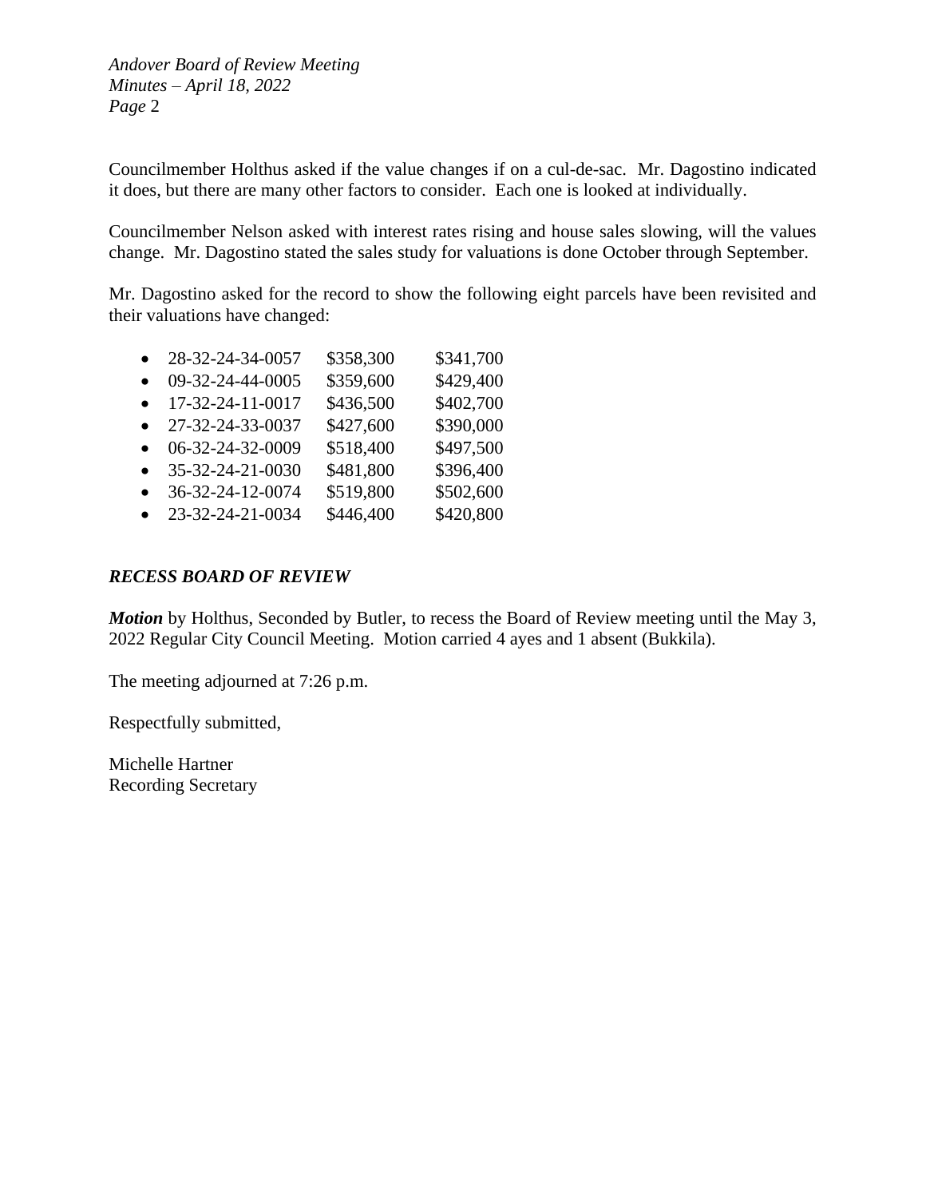Councilmember Holthus asked if the value changes if on a cul-de-sac. Mr. Dagostino indicated it does, but there are many other factors to consider. Each one is looked at individually.

Councilmember Nelson asked with interest rates rising and house sales slowing, will the values change. Mr. Dagostino stated the sales study for valuations is done October through September.

Mr. Dagostino asked for the record to show the following eight parcels have been revisited and their valuations have changed:

- 28-32-24-34-0057 $358,300 $341,700
- 09-32-24-44-0005 $359,600 $429,400
- 17-32-24-11-0017 $436,500 $402,700
- 27-32-24-33-0037 $427,600 $390,000
- 06-32-24-32-0009 $518,400 $497,500
- 35-32-24-21-0030 $481,800 $396,400
- 36-32-24-12-0074 $519,800 $502,600
- 23-32-24-21-0034 $446,400 $420,800

***RECESS BOARD OF REVIEW***

***Motion*** by Holthus, Seconded by Butler, to recess the Board of Review meeting until the May 3, 2022 Regular City Council Meeting. Motion carried 4 ayes and 1 absent (Bukkila).

The meeting adjourned at 7:26 p.m.

Respectfully submitted,

Michelle Hartner
Recording Secretary